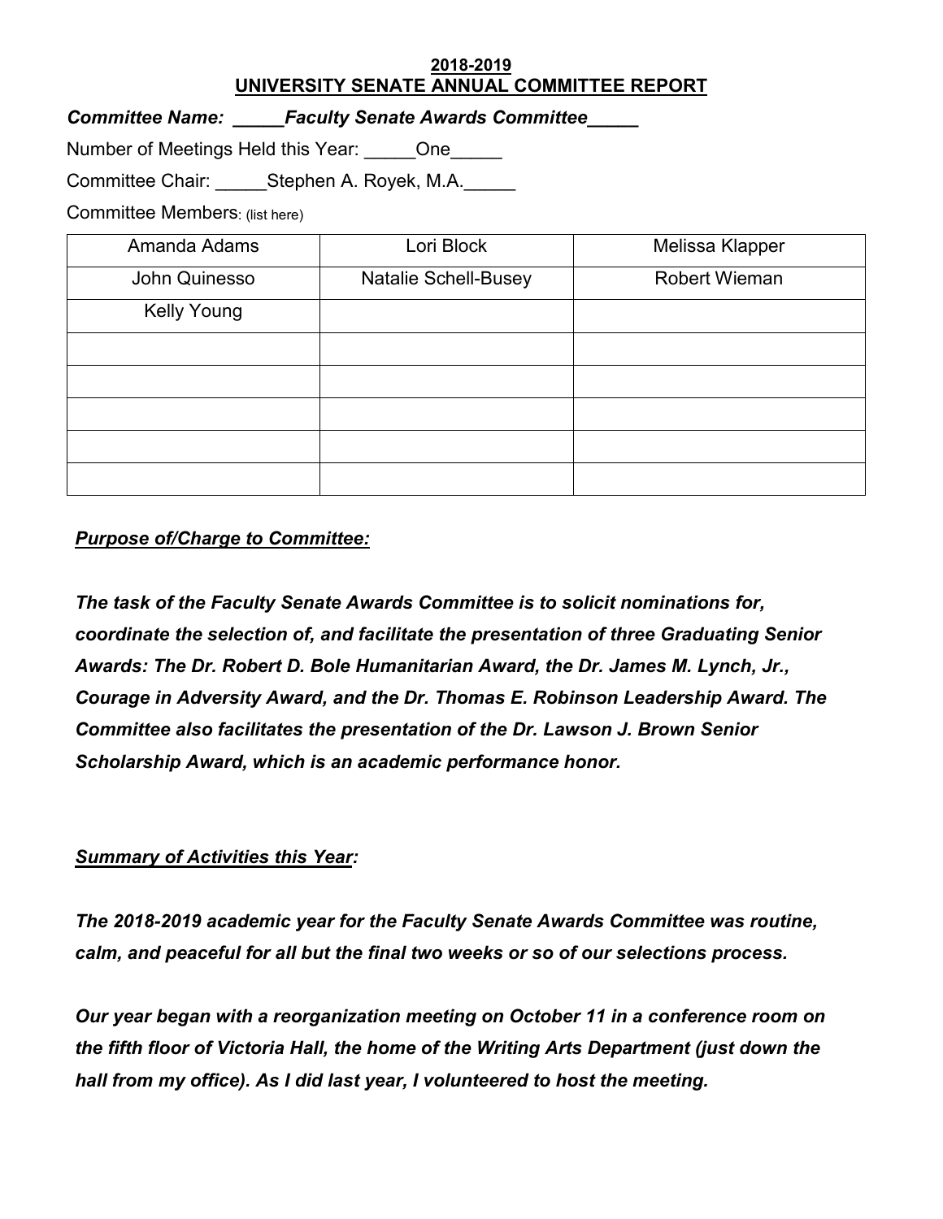**2018-2019**
**UNIVERSITY SENATE ANNUAL COMMITTEE REPORT**

***Committee Name: _____Faculty Senate Awards Committee_____***

Number of Meetings Held this Year: _____One_____

Committee Chair: _____Stephen A. Royek, M.A._____

Committee Members: (list here)

| | | |
|---|---|---|
| Amanda Adams | Lori Block | Melissa Klapper |
| John Quinesso | Natalie Schell-Busey | Robert Wieman |
| Kelly Young | | |
| | | |
| | | |
| | | |
| | | |
| | | |

***Purpose of/Charge to Committee:***

***The task of the Faculty Senate Awards Committee is to solicit nominations for, coordinate the selection of, and facilitate the presentation of three Graduating Senior Awards: The Dr. Robert D. Bole Humanitarian Award, the Dr. James M. Lynch, Jr., Courage in Adversity Award, and the Dr. Thomas E. Robinson Leadership Award. The Committee also facilitates the presentation of the Dr. Lawson J. Brown Senior Scholarship Award, which is an academic performance honor.***

***Summary of Activities this Year:***

***The 2018-2019 academic year for the Faculty Senate Awards Committee was routine, calm, and peaceful for all but the final two weeks or so of our selections process.***

***Our year began with a reorganization meeting on October 11 in a conference room on the fifth floor of Victoria Hall, the home of the Writing Arts Department (just down the hall from my office). As I did last year, I volunteered to host the meeting.***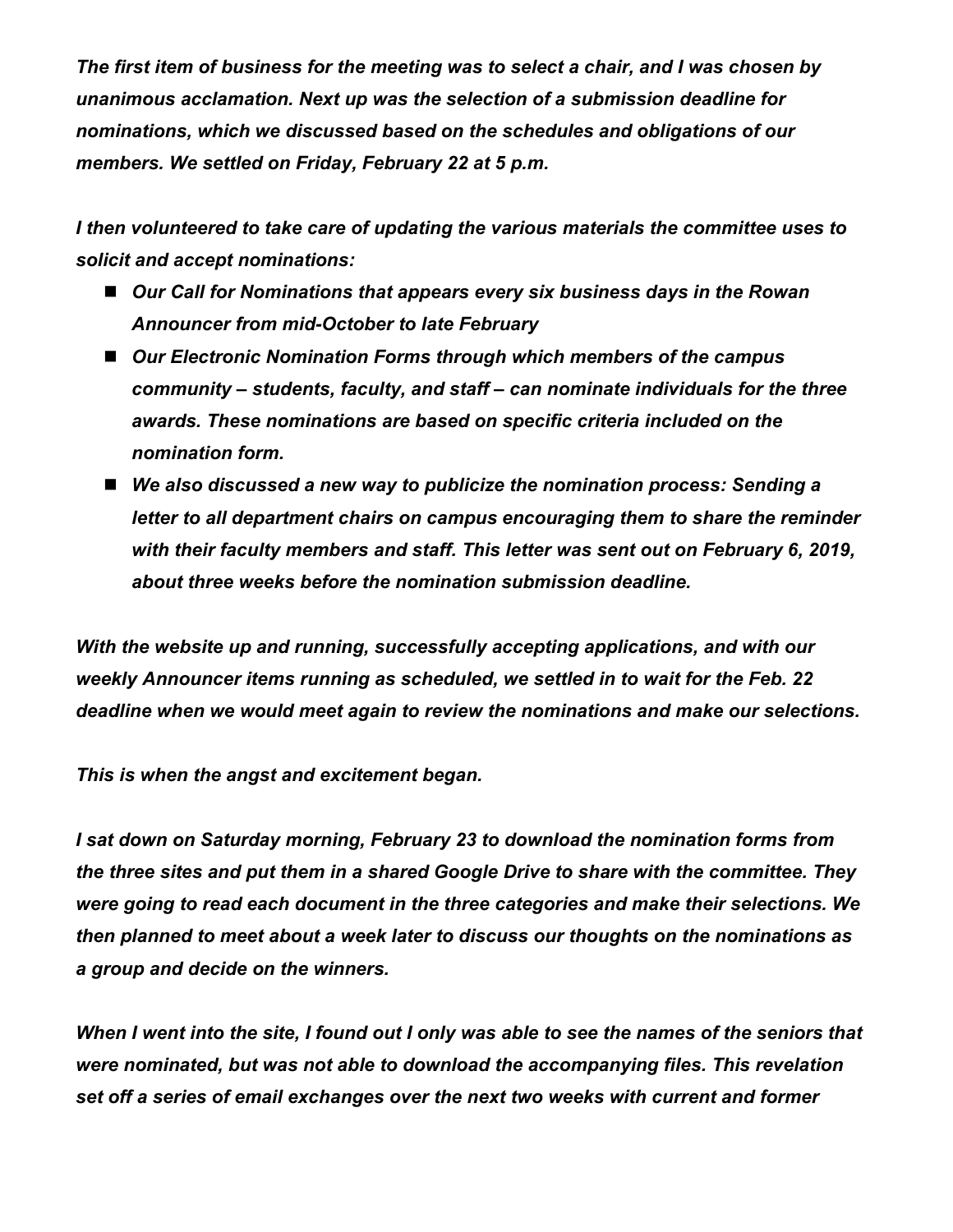***The first item of business for the meeting was to select a chair, and I was chosen by unanimous acclamation. Next up was the selection of a submission deadline for nominations, which we discussed based on the schedules and obligations of our members. We settled on Friday, February 22 at 5 p.m.***

***I then volunteered to take care of updating the various materials the committee uses to solicit and accept nominations:***

- ***Our Call for Nominations that appears every six business days in the Rowan Announcer from mid-October to late February***
- ***Our Electronic Nomination Forms through which members of the campus community – students, faculty, and staff – can nominate individuals for the three awards. These nominations are based on specific criteria included on the nomination form.***
- ***We also discussed a new way to publicize the nomination process: Sending a letter to all department chairs on campus encouraging them to share the reminder with their faculty members and staff. This letter was sent out on February 6, 2019, about three weeks before the nomination submission deadline.***

***With the website up and running, successfully accepting applications, and with our weekly Announcer items running as scheduled, we settled in to wait for the Feb. 22 deadline when we would meet again to review the nominations and make our selections.***

***This is when the angst and excitement began.***

***I sat down on Saturday morning, February 23 to download the nomination forms from the three sites and put them in a shared Google Drive to share with the committee. They were going to read each document in the three categories and make their selections. We then planned to meet about a week later to discuss our thoughts on the nominations as a group and decide on the winners.***

***When I went into the site, I found out I only was able to see the names of the seniors that were nominated, but was not able to download the accompanying files. This revelation set off a series of email exchanges over the next two weeks with current and former***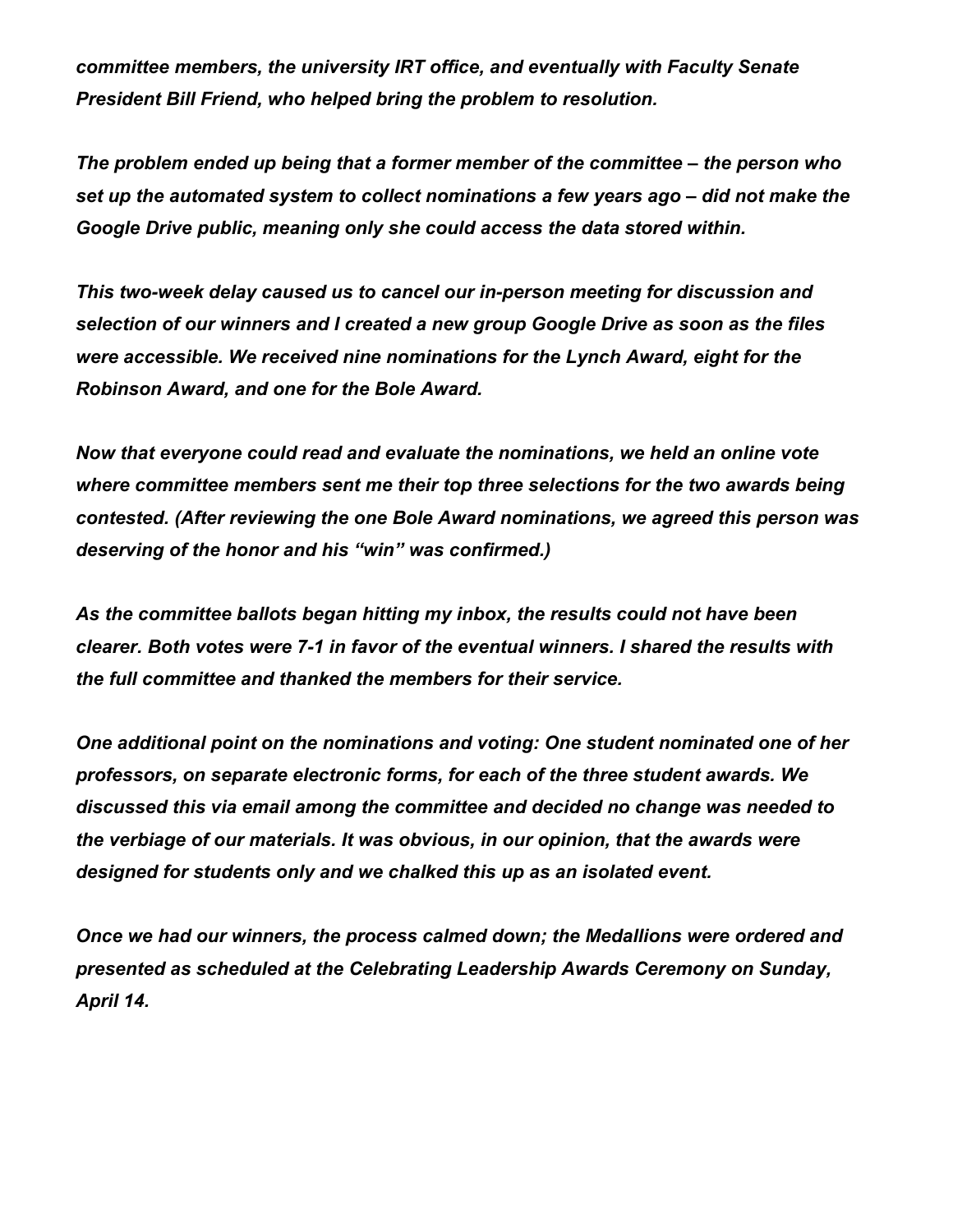*committee members, the university IRT office, and eventually with Faculty Senate President Bill Friend, who helped bring the problem to resolution.*

*The problem ended up being that a former member of the committee – the person who set up the automated system to collect nominations a few years ago – did not make the Google Drive public, meaning only she could access the data stored within.*

*This two-week delay caused us to cancel our in-person meeting for discussion and selection of our winners and I created a new group Google Drive as soon as the files were accessible. We received nine nominations for the Lynch Award, eight for the Robinson Award, and one for the Bole Award.*

*Now that everyone could read and evaluate the nominations, we held an online vote where committee members sent me their top three selections for the two awards being contested. (After reviewing the one Bole Award nominations, we agreed this person was deserving of the honor and his "win" was confirmed.)*

*As the committee ballots began hitting my inbox, the results could not have been clearer. Both votes were 7-1 in favor of the eventual winners. I shared the results with the full committee and thanked the members for their service.*

*One additional point on the nominations and voting: One student nominated one of her professors, on separate electronic forms, for each of the three student awards. We discussed this via email among the committee and decided no change was needed to the verbiage of our materials. It was obvious, in our opinion, that the awards were designed for students only and we chalked this up as an isolated event.*

*Once we had our winners, the process calmed down; the Medallions were ordered and presented as scheduled at the Celebrating Leadership Awards Ceremony on Sunday, April 14.*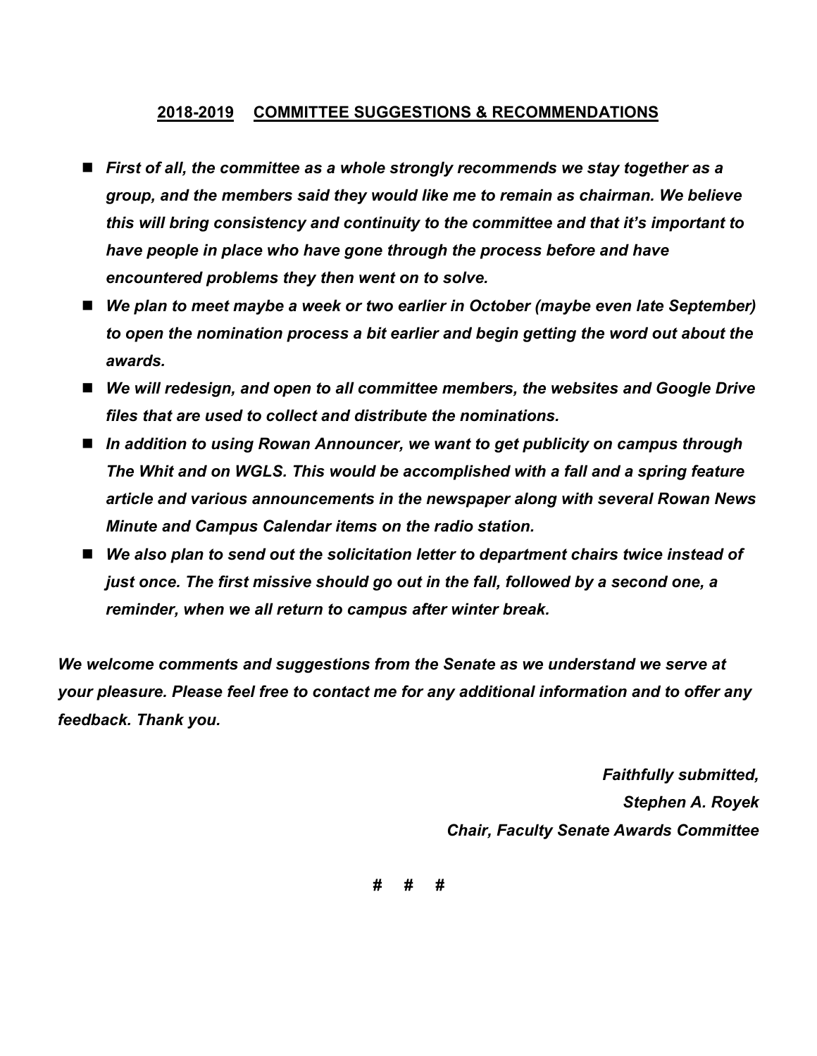## **<u>2018-2019</u>  <u>COMMITTEE SUGGESTIONS & RECOMMENDATIONS</u>**

- ***First of all, the committee as a whole strongly recommends we stay together as a group, and the members said they would like me to remain as chairman. We believe this will bring consistency and continuity to the committee and that it's important to have people in place who have gone through the process before and have encountered problems they then went on to solve.***
- ***We plan to meet maybe a week or two earlier in October (maybe even late September) to open the nomination process a bit earlier and begin getting the word out about the awards.***
- ***We will redesign, and open to all committee members, the websites and Google Drive files that are used to collect and distribute the nominations.***
- ***In addition to using Rowan Announcer, we want to get publicity on campus through The Whit and on WGLS. This would be accomplished with a fall and a spring feature article and various announcements in the newspaper along with several Rowan News Minute and Campus Calendar items on the radio station.***
- ***We also plan to send out the solicitation letter to department chairs twice instead of just once. The first missive should go out in the fall, followed by a second one, a reminder, when we all return to campus after winter break.***

***We welcome comments and suggestions from the Senate as we understand we serve at your pleasure. Please feel free to contact me for any additional information and to offer any feedback. Thank you.***

***Faithfully submitted,***
***Stephen A. Royek***
***Chair, Faculty Senate Awards Committee***

**# # #**